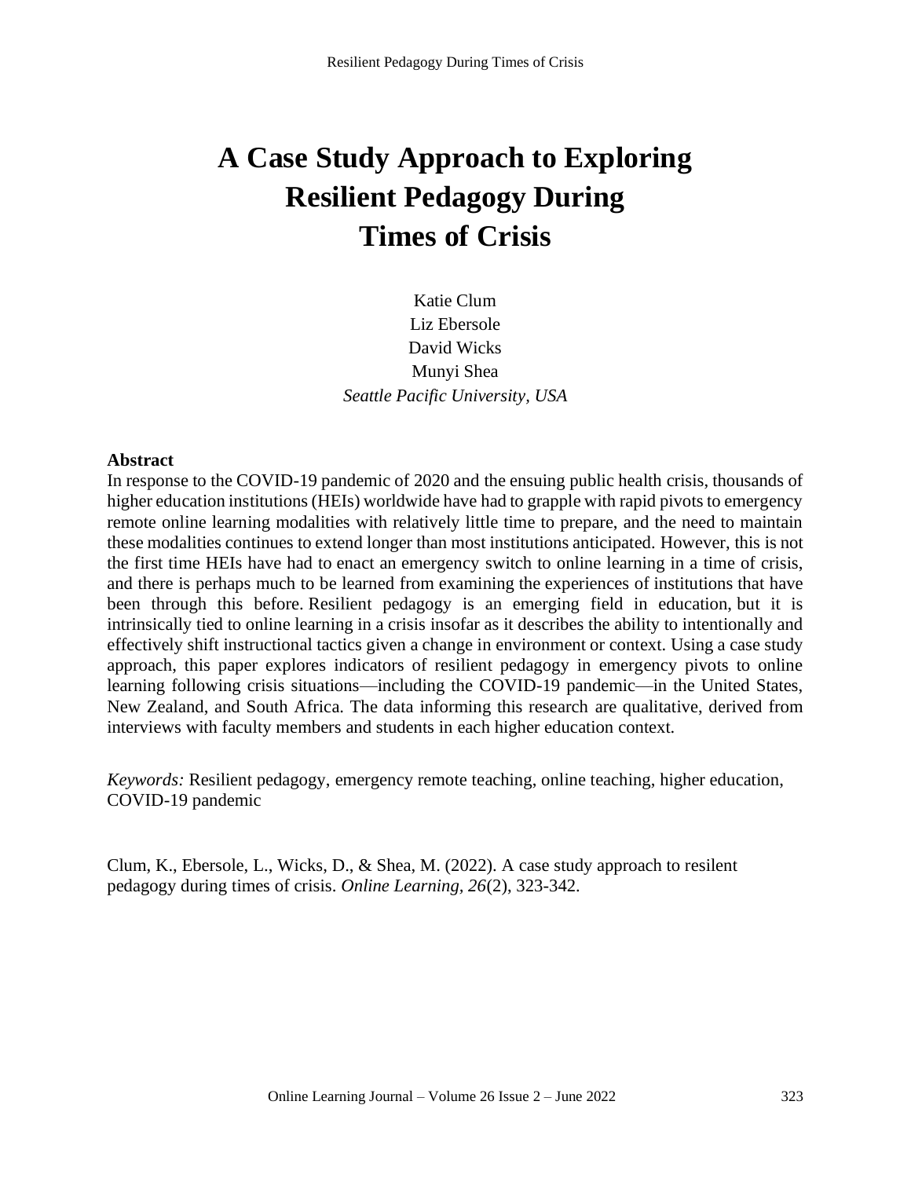# A Case Study Approach to Exploring Resilient Pedagogy During Times of Crisis

Katie Clum
Liz Ebersole
David Wicks
Munyi Shea
*Seattle Pacific University, USA*

## Abstract

In response to the COVID-19 pandemic of 2020 and the ensuing public health crisis, thousands of higher education institutions (HEIs) worldwide have had to grapple with rapid pivots to emergency remote online learning modalities with relatively little time to prepare, and the need to maintain these modalities continues to extend longer than most institutions anticipated. However, this is not the first time HEIs have had to enact an emergency switch to online learning in a time of crisis, and there is perhaps much to be learned from examining the experiences of institutions that have been through this before. Resilient pedagogy is an emerging field in education, but it is intrinsically tied to online learning in a crisis insofar as it describes the ability to intentionally and effectively shift instructional tactics given a change in environment or context. Using a case study approach, this paper explores indicators of resilient pedagogy in emergency pivots to online learning following crisis situations—including the COVID-19 pandemic—in the United States, New Zealand, and South Africa. The data informing this research are qualitative, derived from interviews with faculty members and students in each higher education context.

*Keywords:* Resilient pedagogy, emergency remote teaching, online teaching, higher education, COVID-19 pandemic

Clum, K., Ebersole, L., Wicks, D., & Shea, M. (2022). A case study approach to resilent pedagogy during times of crisis. *Online Learning, 26*(2), 323-342.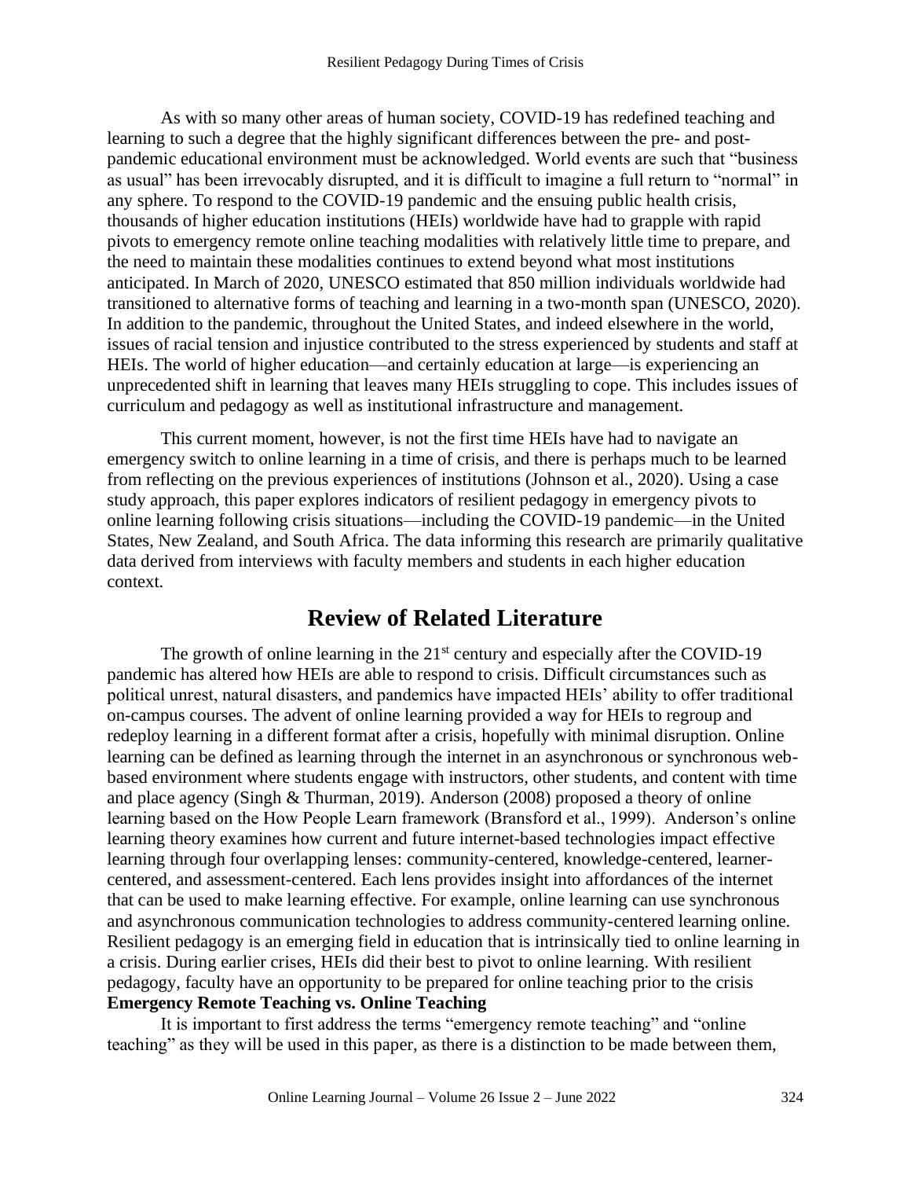As with so many other areas of human society, COVID-19 has redefined teaching and learning to such a degree that the highly significant differences between the pre- and post-pandemic educational environment must be acknowledged. World events are such that "business as usual" has been irrevocably disrupted, and it is difficult to imagine a full return to "normal" in any sphere. To respond to the COVID-19 pandemic and the ensuing public health crisis, thousands of higher education institutions (HEIs) worldwide have had to grapple with rapid pivots to emergency remote online teaching modalities with relatively little time to prepare, and the need to maintain these modalities continues to extend beyond what most institutions anticipated. In March of 2020, UNESCO estimated that 850 million individuals worldwide had transitioned to alternative forms of teaching and learning in a two-month span (UNESCO, 2020). In addition to the pandemic, throughout the United States, and indeed elsewhere in the world, issues of racial tension and injustice contributed to the stress experienced by students and staff at HEIs. The world of higher education—and certainly education at large—is experiencing an unprecedented shift in learning that leaves many HEIs struggling to cope. This includes issues of curriculum and pedagogy as well as institutional infrastructure and management.

This current moment, however, is not the first time HEIs have had to navigate an emergency switch to online learning in a time of crisis, and there is perhaps much to be learned from reflecting on the previous experiences of institutions (Johnson et al., 2020). Using a case study approach, this paper explores indicators of resilient pedagogy in emergency pivots to online learning following crisis situations—including the COVID-19 pandemic—in the United States, New Zealand, and South Africa. The data informing this research are primarily qualitative data derived from interviews with faculty members and students in each higher education context.

## Review of Related Literature

The growth of online learning in the 21st century and especially after the COVID-19 pandemic has altered how HEIs are able to respond to crisis. Difficult circumstances such as political unrest, natural disasters, and pandemics have impacted HEIs' ability to offer traditional on-campus courses. The advent of online learning provided a way for HEIs to regroup and redeploy learning in a different format after a crisis, hopefully with minimal disruption. Online learning can be defined as learning through the internet in an asynchronous or synchronous web-based environment where students engage with instructors, other students, and content with time and place agency (Singh & Thurman, 2019). Anderson (2008) proposed a theory of online learning based on the How People Learn framework (Bransford et al., 1999). Anderson's online learning theory examines how current and future internet-based technologies impact effective learning through four overlapping lenses: community-centered, knowledge-centered, learner-centered, and assessment-centered. Each lens provides insight into affordances of the internet that can be used to make learning effective. For example, online learning can use synchronous and asynchronous communication technologies to address community-centered learning online. Resilient pedagogy is an emerging field in education that is intrinsically tied to online learning in a crisis. During earlier crises, HEIs did their best to pivot to online learning. With resilient pedagogy, faculty have an opportunity to be prepared for online teaching prior to the crisis

### Emergency Remote Teaching vs. Online Teaching

It is important to first address the terms "emergency remote teaching" and "online teaching" as they will be used in this paper, as there is a distinction to be made between them,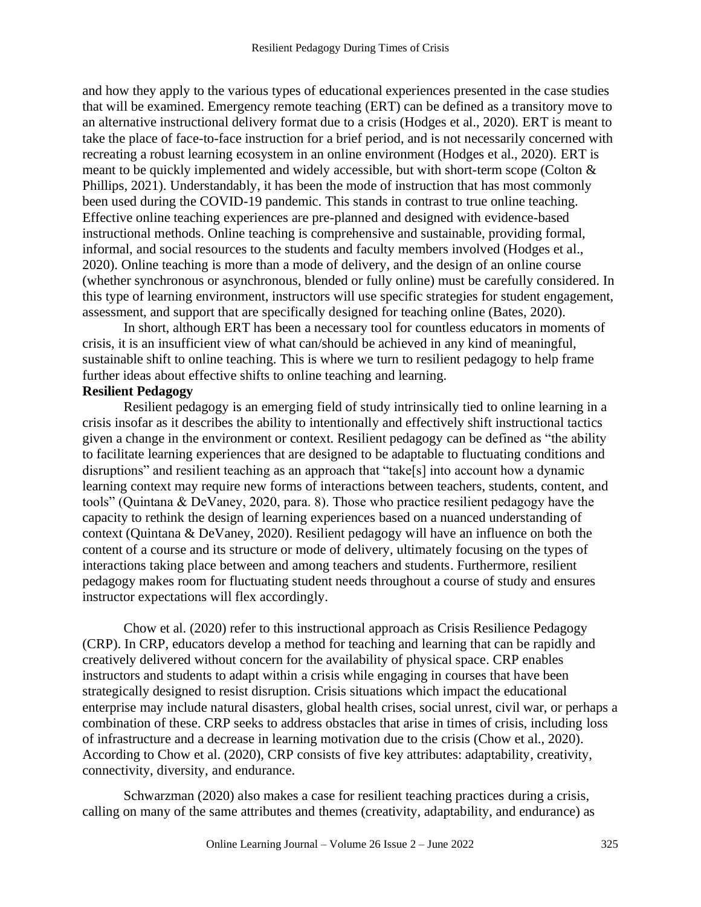and how they apply to the various types of educational experiences presented in the case studies that will be examined. Emergency remote teaching (ERT) can be defined as a transitory move to an alternative instructional delivery format due to a crisis (Hodges et al., 2020). ERT is meant to take the place of face-to-face instruction for a brief period, and is not necessarily concerned with recreating a robust learning ecosystem in an online environment (Hodges et al., 2020). ERT is meant to be quickly implemented and widely accessible, but with short-term scope (Colton & Phillips, 2021). Understandably, it has been the mode of instruction that has most commonly been used during the COVID-19 pandemic. This stands in contrast to true online teaching. Effective online teaching experiences are pre-planned and designed with evidence-based instructional methods. Online teaching is comprehensive and sustainable, providing formal, informal, and social resources to the students and faculty members involved (Hodges et al., 2020). Online teaching is more than a mode of delivery, and the design of an online course (whether synchronous or asynchronous, blended or fully online) must be carefully considered. In this type of learning environment, instructors will use specific strategies for student engagement, assessment, and support that are specifically designed for teaching online (Bates, 2020).

In short, although ERT has been a necessary tool for countless educators in moments of crisis, it is an insufficient view of what can/should be achieved in any kind of meaningful, sustainable shift to online teaching. This is where we turn to resilient pedagogy to help frame further ideas about effective shifts to online teaching and learning.

**Resilient Pedagogy**

Resilient pedagogy is an emerging field of study intrinsically tied to online learning in a crisis insofar as it describes the ability to intentionally and effectively shift instructional tactics given a change in the environment or context. Resilient pedagogy can be defined as "the ability to facilitate learning experiences that are designed to be adaptable to fluctuating conditions and disruptions" and resilient teaching as an approach that "take[s] into account how a dynamic learning context may require new forms of interactions between teachers, students, content, and tools" (Quintana & DeVaney, 2020, para. 8). Those who practice resilient pedagogy have the capacity to rethink the design of learning experiences based on a nuanced understanding of context (Quintana & DeVaney, 2020). Resilient pedagogy will have an influence on both the content of a course and its structure or mode of delivery, ultimately focusing on the types of interactions taking place between and among teachers and students. Furthermore, resilient pedagogy makes room for fluctuating student needs throughout a course of study and ensures instructor expectations will flex accordingly.

Chow et al. (2020) refer to this instructional approach as Crisis Resilience Pedagogy (CRP). In CRP, educators develop a method for teaching and learning that can be rapidly and creatively delivered without concern for the availability of physical space. CRP enables instructors and students to adapt within a crisis while engaging in courses that have been strategically designed to resist disruption. Crisis situations which impact the educational enterprise may include natural disasters, global health crises, social unrest, civil war, or perhaps a combination of these. CRP seeks to address obstacles that arise in times of crisis, including loss of infrastructure and a decrease in learning motivation due to the crisis (Chow et al., 2020). According to Chow et al. (2020), CRP consists of five key attributes: adaptability, creativity, connectivity, diversity, and endurance.

Schwarzman (2020) also makes a case for resilient teaching practices during a crisis, calling on many of the same attributes and themes (creativity, adaptability, and endurance) as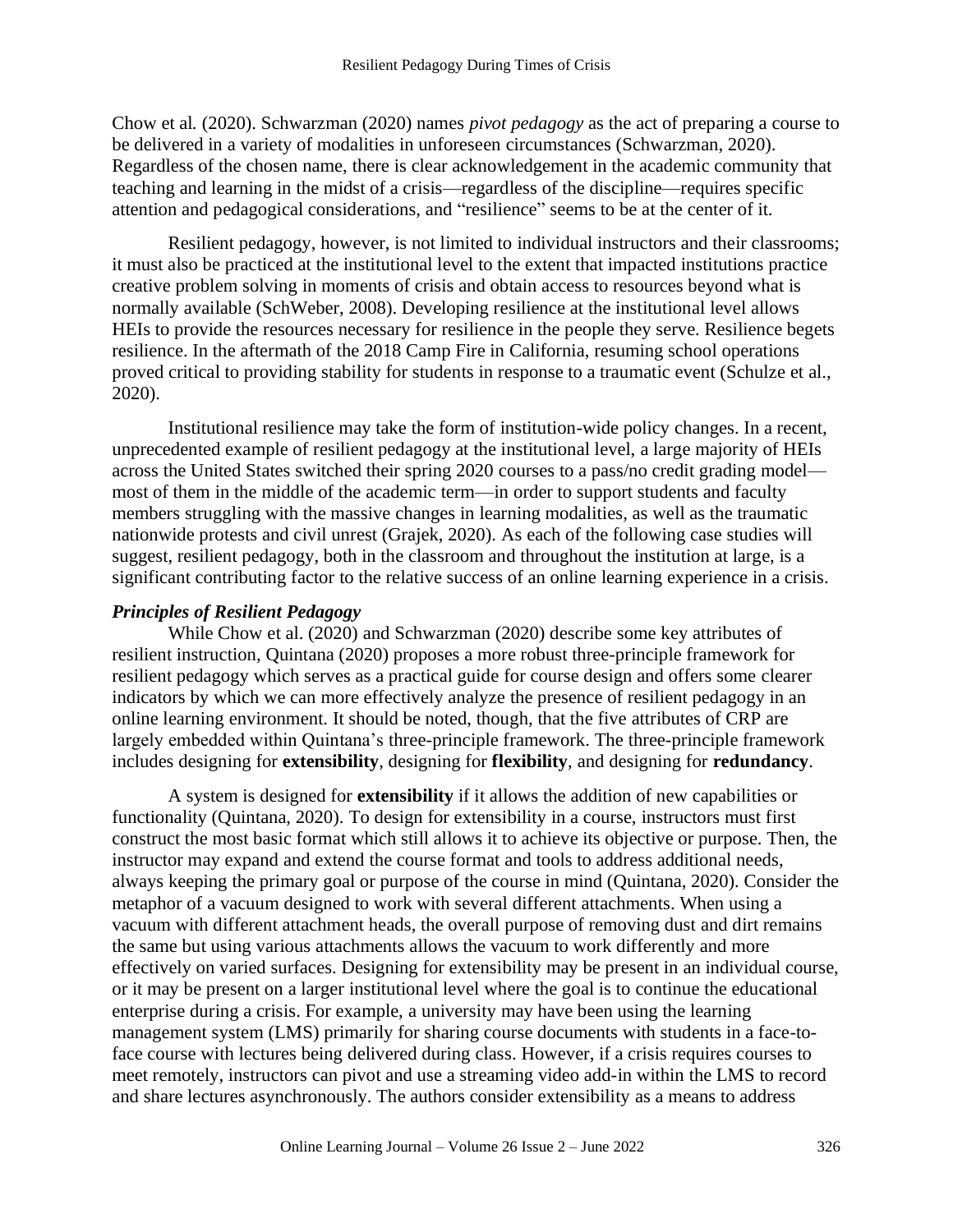Chow et al. (2020). Schwarzman (2020) names *pivot pedagogy* as the act of preparing a course to be delivered in a variety of modalities in unforeseen circumstances (Schwarzman, 2020). Regardless of the chosen name, there is clear acknowledgement in the academic community that teaching and learning in the midst of a crisis—regardless of the discipline—requires specific attention and pedagogical considerations, and "resilience" seems to be at the center of it.

Resilient pedagogy, however, is not limited to individual instructors and their classrooms; it must also be practiced at the institutional level to the extent that impacted institutions practice creative problem solving in moments of crisis and obtain access to resources beyond what is normally available (SchWeber, 2008). Developing resilience at the institutional level allows HEIs to provide the resources necessary for resilience in the people they serve. Resilience begets resilience. In the aftermath of the 2018 Camp Fire in California, resuming school operations proved critical to providing stability for students in response to a traumatic event (Schulze et al., 2020).

Institutional resilience may take the form of institution-wide policy changes. In a recent, unprecedented example of resilient pedagogy at the institutional level, a large majority of HEIs across the United States switched their spring 2020 courses to a pass/no credit grading model—most of them in the middle of the academic term—in order to support students and faculty members struggling with the massive changes in learning modalities, as well as the traumatic nationwide protests and civil unrest (Grajek, 2020). As each of the following case studies will suggest, resilient pedagogy, both in the classroom and throughout the institution at large, is a significant contributing factor to the relative success of an online learning experience in a crisis.

### *Principles of Resilient Pedagogy*

While Chow et al. (2020) and Schwarzman (2020) describe some key attributes of resilient instruction, Quintana (2020) proposes a more robust three-principle framework for resilient pedagogy which serves as a practical guide for course design and offers some clearer indicators by which we can more effectively analyze the presence of resilient pedagogy in an online learning environment. It should be noted, though, that the five attributes of CRP are largely embedded within Quintana's three-principle framework. The three-principle framework includes designing for **extensibility**, designing for **flexibility**, and designing for **redundancy**.

A system is designed for **extensibility** if it allows the addition of new capabilities or functionality (Quintana, 2020). To design for extensibility in a course, instructors must first construct the most basic format which still allows it to achieve its objective or purpose. Then, the instructor may expand and extend the course format and tools to address additional needs, always keeping the primary goal or purpose of the course in mind (Quintana, 2020). Consider the metaphor of a vacuum designed to work with several different attachments. When using a vacuum with different attachment heads, the overall purpose of removing dust and dirt remains the same but using various attachments allows the vacuum to work differently and more effectively on varied surfaces. Designing for extensibility may be present in an individual course, or it may be present on a larger institutional level where the goal is to continue the educational enterprise during a crisis. For example, a university may have been using the learning management system (LMS) primarily for sharing course documents with students in a face-to-face course with lectures being delivered during class. However, if a crisis requires courses to meet remotely, instructors can pivot and use a streaming video add-in within the LMS to record and share lectures asynchronously. The authors consider extensibility as a means to address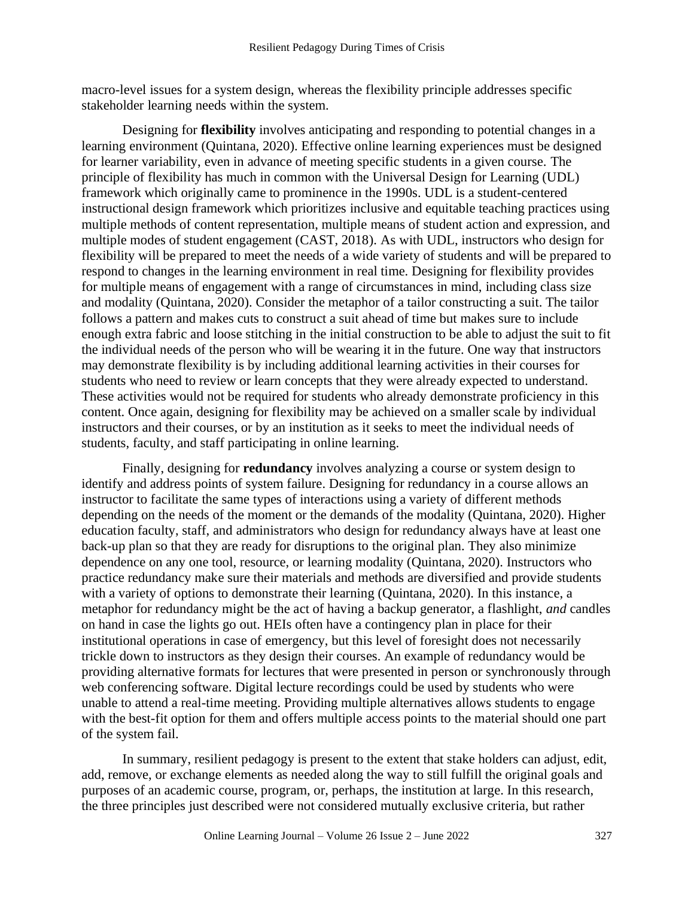macro-level issues for a system design, whereas the flexibility principle addresses specific stakeholder learning needs within the system.

Designing for **flexibility** involves anticipating and responding to potential changes in a learning environment (Quintana, 2020). Effective online learning experiences must be designed for learner variability, even in advance of meeting specific students in a given course. The principle of flexibility has much in common with the Universal Design for Learning (UDL) framework which originally came to prominence in the 1990s. UDL is a student-centered instructional design framework which prioritizes inclusive and equitable teaching practices using multiple methods of content representation, multiple means of student action and expression, and multiple modes of student engagement (CAST, 2018). As with UDL, instructors who design for flexibility will be prepared to meet the needs of a wide variety of students and will be prepared to respond to changes in the learning environment in real time. Designing for flexibility provides for multiple means of engagement with a range of circumstances in mind, including class size and modality (Quintana, 2020). Consider the metaphor of a tailor constructing a suit. The tailor follows a pattern and makes cuts to construct a suit ahead of time but makes sure to include enough extra fabric and loose stitching in the initial construction to be able to adjust the suit to fit the individual needs of the person who will be wearing it in the future. One way that instructors may demonstrate flexibility is by including additional learning activities in their courses for students who need to review or learn concepts that they were already expected to understand. These activities would not be required for students who already demonstrate proficiency in this content. Once again, designing for flexibility may be achieved on a smaller scale by individual instructors and their courses, or by an institution as it seeks to meet the individual needs of students, faculty, and staff participating in online learning.

Finally, designing for **redundancy** involves analyzing a course or system design to identify and address points of system failure. Designing for redundancy in a course allows an instructor to facilitate the same types of interactions using a variety of different methods depending on the needs of the moment or the demands of the modality (Quintana, 2020). Higher education faculty, staff, and administrators who design for redundancy always have at least one back-up plan so that they are ready for disruptions to the original plan. They also minimize dependence on any one tool, resource, or learning modality (Quintana, 2020). Instructors who practice redundancy make sure their materials and methods are diversified and provide students with a variety of options to demonstrate their learning (Quintana, 2020). In this instance, a metaphor for redundancy might be the act of having a backup generator, a flashlight, *and* candles on hand in case the lights go out. HEIs often have a contingency plan in place for their institutional operations in case of emergency, but this level of foresight does not necessarily trickle down to instructors as they design their courses. An example of redundancy would be providing alternative formats for lectures that were presented in person or synchronously through web conferencing software. Digital lecture recordings could be used by students who were unable to attend a real-time meeting. Providing multiple alternatives allows students to engage with the best-fit option for them and offers multiple access points to the material should one part of the system fail.

In summary, resilient pedagogy is present to the extent that stake holders can adjust, edit, add, remove, or exchange elements as needed along the way to still fulfill the original goals and purposes of an academic course, program, or, perhaps, the institution at large. In this research, the three principles just described were not considered mutually exclusive criteria, but rather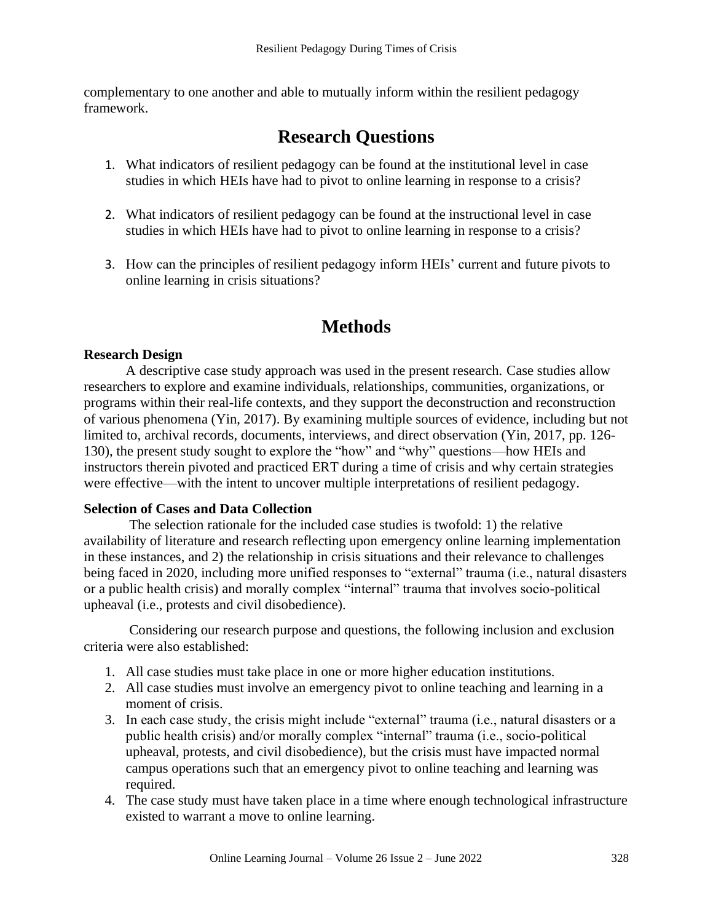complementary to one another and able to mutually inform within the resilient pedagogy framework.

## Research Questions

1. What indicators of resilient pedagogy can be found at the institutional level in case studies in which HEIs have had to pivot to online learning in response to a crisis?

2. What indicators of resilient pedagogy can be found at the instructional level in case studies in which HEIs have had to pivot to online learning in response to a crisis?

3. How can the principles of resilient pedagogy inform HEIs' current and future pivots to online learning in crisis situations?

## Methods

### Research Design

A descriptive case study approach was used in the present research. Case studies allow researchers to explore and examine individuals, relationships, communities, organizations, or programs within their real-life contexts, and they support the deconstruction and reconstruction of various phenomena (Yin, 2017). By examining multiple sources of evidence, including but not limited to, archival records, documents, interviews, and direct observation (Yin, 2017, pp. 126-130), the present study sought to explore the "how" and "why" questions—how HEIs and instructors therein pivoted and practiced ERT during a time of crisis and why certain strategies were effective—with the intent to uncover multiple interpretations of resilient pedagogy.

### Selection of Cases and Data Collection

The selection rationale for the included case studies is twofold: 1) the relative availability of literature and research reflecting upon emergency online learning implementation in these instances, and 2) the relationship in crisis situations and their relevance to challenges being faced in 2020, including more unified responses to "external" trauma (i.e., natural disasters or a public health crisis) and morally complex "internal" trauma that involves socio-political upheaval (i.e., protests and civil disobedience).

Considering our research purpose and questions, the following inclusion and exclusion criteria were also established:

1. All case studies must take place in one or more higher education institutions.
2. All case studies must involve an emergency pivot to online teaching and learning in a moment of crisis.
3. In each case study, the crisis might include "external" trauma (i.e., natural disasters or a public health crisis) and/or morally complex "internal" trauma (i.e., socio-political upheaval, protests, and civil disobedience), but the crisis must have impacted normal campus operations such that an emergency pivot to online teaching and learning was required.
4. The case study must have taken place in a time where enough technological infrastructure existed to warrant a move to online learning.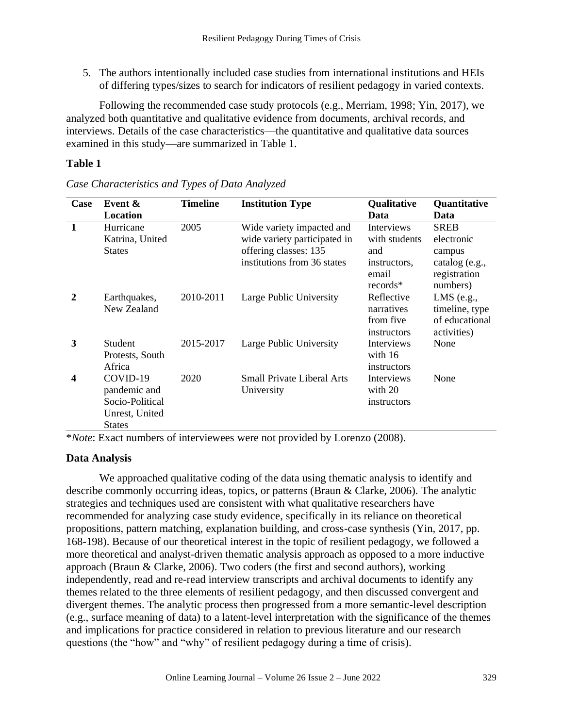5. The authors intentionally included case studies from international institutions and HEIs of differing types/sizes to search for indicators of resilient pedagogy in varied contexts.

Following the recommended case study protocols (e.g., Merriam, 1998; Yin, 2017), we analyzed both quantitative and qualitative evidence from documents, archival records, and interviews. Details of the case characteristics—the quantitative and qualitative data sources examined in this study—are summarized in Table 1.

**Table 1**

*Case Characteristics and Types of Data Analyzed*

| Case | Event & Location | Timeline | Institution Type | Qualitative Data | Quantitative Data |
|---|---|---|---|---|---|
| **1** | Hurricane Katrina, United States | 2005 | Wide variety impacted and wide variety participated in offering classes: 135 institutions from 36 states | Interviews with students and instructors, email records* | SREB electronic campus catalog (e.g., registration numbers) |
| **2** | Earthquakes, New Zealand | 2010-2011 | Large Public University | Reflective narratives from five instructors | LMS (e.g., timeline, type of educational activities) |
| **3** | Student Protests, South Africa | 2015-2017 | Large Public University | Interviews with 16 instructors | None |
| **4** | COVID-19 pandemic and Socio-Political Unrest, United States | 2020 | Small Private Liberal Arts University | Interviews with 20 instructors | None |

\**Note*: Exact numbers of interviewees were not provided by Lorenzo (2008).

### Data Analysis

We approached qualitative coding of the data using thematic analysis to identify and describe commonly occurring ideas, topics, or patterns (Braun & Clarke, 2006). The analytic strategies and techniques used are consistent with what qualitative researchers have recommended for analyzing case study evidence, specifically in its reliance on theoretical propositions, pattern matching, explanation building, and cross-case synthesis (Yin, 2017, pp. 168-198). Because of our theoretical interest in the topic of resilient pedagogy, we followed a more theoretical and analyst-driven thematic analysis approach as opposed to a more inductive approach (Braun & Clarke, 2006). Two coders (the first and second authors), working independently, read and re-read interview transcripts and archival documents to identify any themes related to the three elements of resilient pedagogy, and then discussed convergent and divergent themes. The analytic process then progressed from a more semantic-level description (e.g., surface meaning of data) to a latent-level interpretation with the significance of the themes and implications for practice considered in relation to previous literature and our research questions (the "how" and "why" of resilient pedagogy during a time of crisis).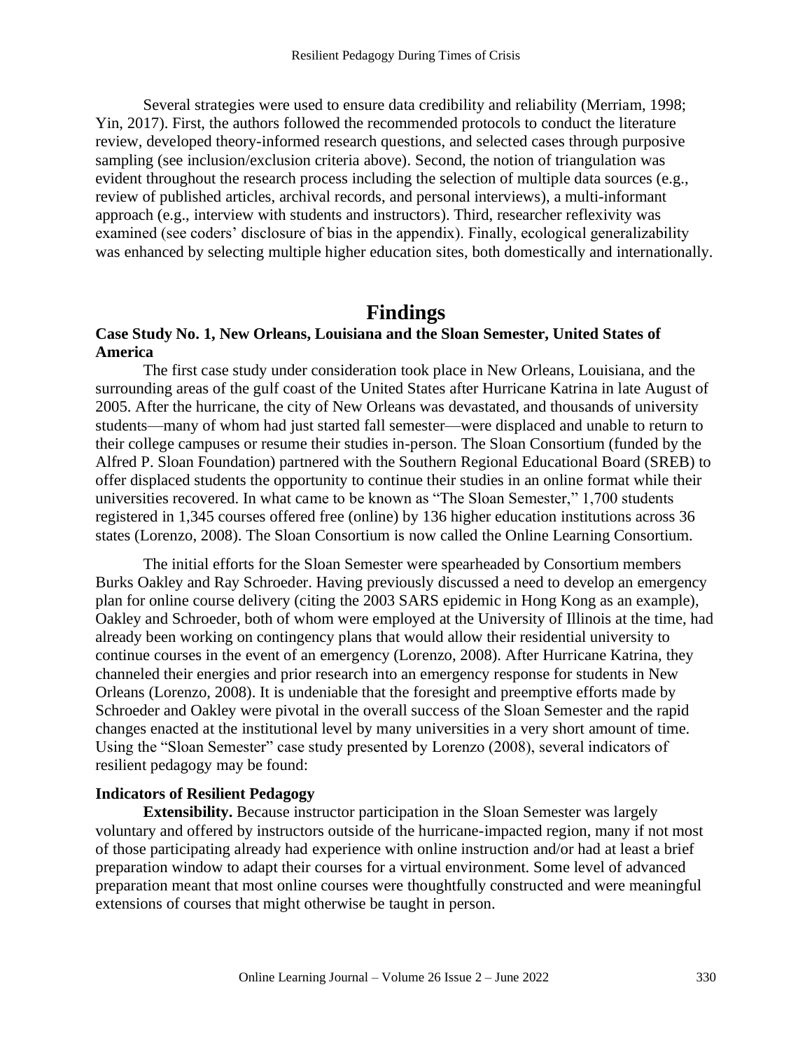Several strategies were used to ensure data credibility and reliability (Merriam, 1998; Yin, 2017). First, the authors followed the recommended protocols to conduct the literature review, developed theory-informed research questions, and selected cases through purposive sampling (see inclusion/exclusion criteria above). Second, the notion of triangulation was evident throughout the research process including the selection of multiple data sources (e.g., review of published articles, archival records, and personal interviews), a multi-informant approach (e.g., interview with students and instructors). Third, researcher reflexivity was examined (see coders' disclosure of bias in the appendix). Finally, ecological generalizability was enhanced by selecting multiple higher education sites, both domestically and internationally.

# Findings

### Case Study No. 1, New Orleans, Louisiana and the Sloan Semester, United States of America

The first case study under consideration took place in New Orleans, Louisiana, and the surrounding areas of the gulf coast of the United States after Hurricane Katrina in late August of 2005. After the hurricane, the city of New Orleans was devastated, and thousands of university students—many of whom had just started fall semester—were displaced and unable to return to their college campuses or resume their studies in-person. The Sloan Consortium (funded by the Alfred P. Sloan Foundation) partnered with the Southern Regional Educational Board (SREB) to offer displaced students the opportunity to continue their studies in an online format while their universities recovered. In what came to be known as "The Sloan Semester," 1,700 students registered in 1,345 courses offered free (online) by 136 higher education institutions across 36 states (Lorenzo, 2008). The Sloan Consortium is now called the Online Learning Consortium.

The initial efforts for the Sloan Semester were spearheaded by Consortium members Burks Oakley and Ray Schroeder. Having previously discussed a need to develop an emergency plan for online course delivery (citing the 2003 SARS epidemic in Hong Kong as an example), Oakley and Schroeder, both of whom were employed at the University of Illinois at the time, had already been working on contingency plans that would allow their residential university to continue courses in the event of an emergency (Lorenzo, 2008). After Hurricane Katrina, they channeled their energies and prior research into an emergency response for students in New Orleans (Lorenzo, 2008). It is undeniable that the foresight and preemptive efforts made by Schroeder and Oakley were pivotal in the overall success of the Sloan Semester and the rapid changes enacted at the institutional level by many universities in a very short amount of time. Using the "Sloan Semester" case study presented by Lorenzo (2008), several indicators of resilient pedagogy may be found:

### Indicators of Resilient Pedagogy

**Extensibility.** Because instructor participation in the Sloan Semester was largely voluntary and offered by instructors outside of the hurricane-impacted region, many if not most of those participating already had experience with online instruction and/or had at least a brief preparation window to adapt their courses for a virtual environment. Some level of advanced preparation meant that most online courses were thoughtfully constructed and were meaningful extensions of courses that might otherwise be taught in person.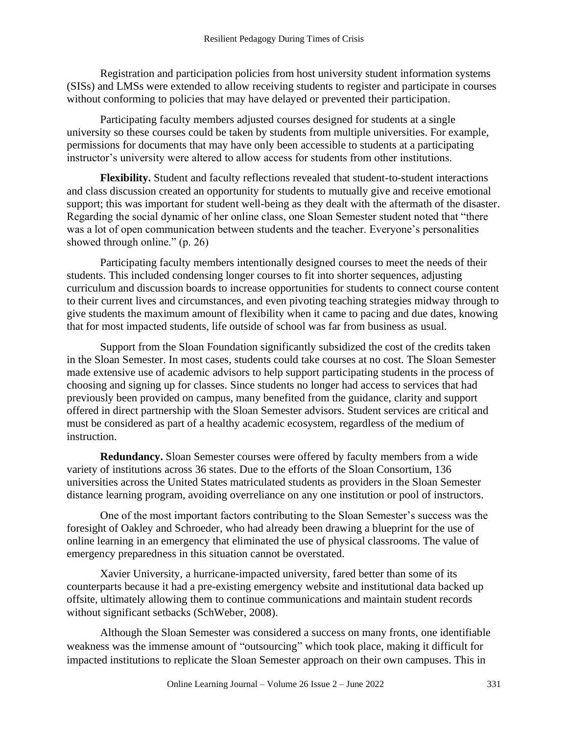Registration and participation policies from host university student information systems (SISs) and LMSs were extended to allow receiving students to register and participate in courses without conforming to policies that may have delayed or prevented their participation.

Participating faculty members adjusted courses designed for students at a single university so these courses could be taken by students from multiple universities. For example, permissions for documents that may have only been accessible to students at a participating instructor's university were altered to allow access for students from other institutions.

**Flexibility.** Student and faculty reflections revealed that student-to-student interactions and class discussion created an opportunity for students to mutually give and receive emotional support; this was important for student well-being as they dealt with the aftermath of the disaster. Regarding the social dynamic of her online class, one Sloan Semester student noted that "there was a lot of open communication between students and the teacher. Everyone's personalities showed through online." (p. 26)

Participating faculty members intentionally designed courses to meet the needs of their students. This included condensing longer courses to fit into shorter sequences, adjusting curriculum and discussion boards to increase opportunities for students to connect course content to their current lives and circumstances, and even pivoting teaching strategies midway through to give students the maximum amount of flexibility when it came to pacing and due dates, knowing that for most impacted students, life outside of school was far from business as usual.

Support from the Sloan Foundation significantly subsidized the cost of the credits taken in the Sloan Semester. In most cases, students could take courses at no cost. The Sloan Semester made extensive use of academic advisors to help support participating students in the process of choosing and signing up for classes. Since students no longer had access to services that had previously been provided on campus, many benefited from the guidance, clarity and support offered in direct partnership with the Sloan Semester advisors. Student services are critical and must be considered as part of a healthy academic ecosystem, regardless of the medium of instruction.

**Redundancy.** Sloan Semester courses were offered by faculty members from a wide variety of institutions across 36 states. Due to the efforts of the Sloan Consortium, 136 universities across the United States matriculated students as providers in the Sloan Semester distance learning program, avoiding overreliance on any one institution or pool of instructors.

One of the most important factors contributing to the Sloan Semester's success was the foresight of Oakley and Schroeder, who had already been drawing a blueprint for the use of online learning in an emergency that eliminated the use of physical classrooms. The value of emergency preparedness in this situation cannot be overstated.

Xavier University, a hurricane-impacted university, fared better than some of its counterparts because it had a pre-existing emergency website and institutional data backed up offsite, ultimately allowing them to continue communications and maintain student records without significant setbacks (SchWeber, 2008).

Although the Sloan Semester was considered a success on many fronts, one identifiable weakness was the immense amount of "outsourcing" which took place, making it difficult for impacted institutions to replicate the Sloan Semester approach on their own campuses. This in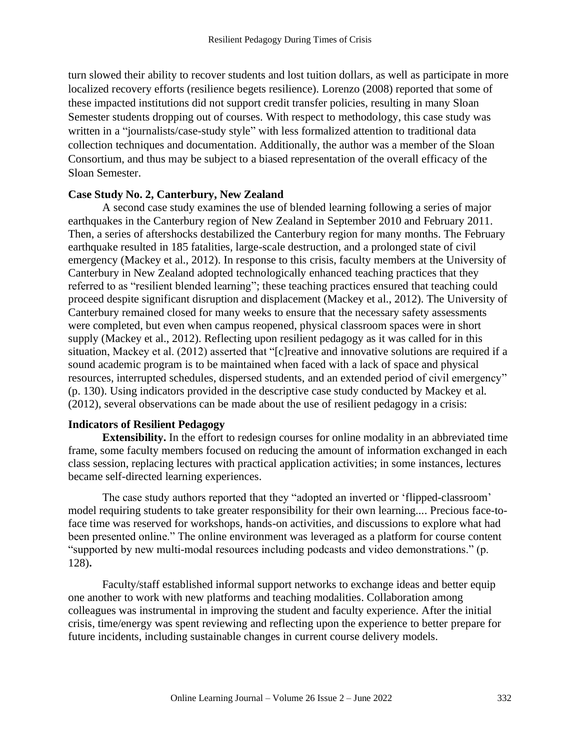turn slowed their ability to recover students and lost tuition dollars, as well as participate in more localized recovery efforts (resilience begets resilience). Lorenzo (2008) reported that some of these impacted institutions did not support credit transfer policies, resulting in many Sloan Semester students dropping out of courses. With respect to methodology, this case study was written in a "journalists/case-study style" with less formalized attention to traditional data collection techniques and documentation. Additionally, the author was a member of the Sloan Consortium, and thus may be subject to a biased representation of the overall efficacy of the Sloan Semester.

### Case Study No. 2, Canterbury, New Zealand

A second case study examines the use of blended learning following a series of major earthquakes in the Canterbury region of New Zealand in September 2010 and February 2011. Then, a series of aftershocks destabilized the Canterbury region for many months. The February earthquake resulted in 185 fatalities, large-scale destruction, and a prolonged state of civil emergency (Mackey et al., 2012). In response to this crisis, faculty members at the University of Canterbury in New Zealand adopted technologically enhanced teaching practices that they referred to as "resilient blended learning"; these teaching practices ensured that teaching could proceed despite significant disruption and displacement (Mackey et al., 2012). The University of Canterbury remained closed for many weeks to ensure that the necessary safety assessments were completed, but even when campus reopened, physical classroom spaces were in short supply (Mackey et al., 2012). Reflecting upon resilient pedagogy as it was called for in this situation, Mackey et al. (2012) asserted that "[c]reative and innovative solutions are required if a sound academic program is to be maintained when faced with a lack of space and physical resources, interrupted schedules, dispersed students, and an extended period of civil emergency" (p. 130). Using indicators provided in the descriptive case study conducted by Mackey et al. (2012), several observations can be made about the use of resilient pedagogy in a crisis:

### Indicators of Resilient Pedagogy

**Extensibility.** In the effort to redesign courses for online modality in an abbreviated time frame, some faculty members focused on reducing the amount of information exchanged in each class session, replacing lectures with practical application activities; in some instances, lectures became self-directed learning experiences.

The case study authors reported that they "adopted an inverted or 'flipped-classroom' model requiring students to take greater responsibility for their own learning.... Precious face-to-face time was reserved for workshops, hands-on activities, and discussions to explore what had been presented online." The online environment was leveraged as a platform for course content "supported by new multi-modal resources including podcasts and video demonstrations." (p. 128).

Faculty/staff established informal support networks to exchange ideas and better equip one another to work with new platforms and teaching modalities. Collaboration among colleagues was instrumental in improving the student and faculty experience. After the initial crisis, time/energy was spent reviewing and reflecting upon the experience to better prepare for future incidents, including sustainable changes in current course delivery models.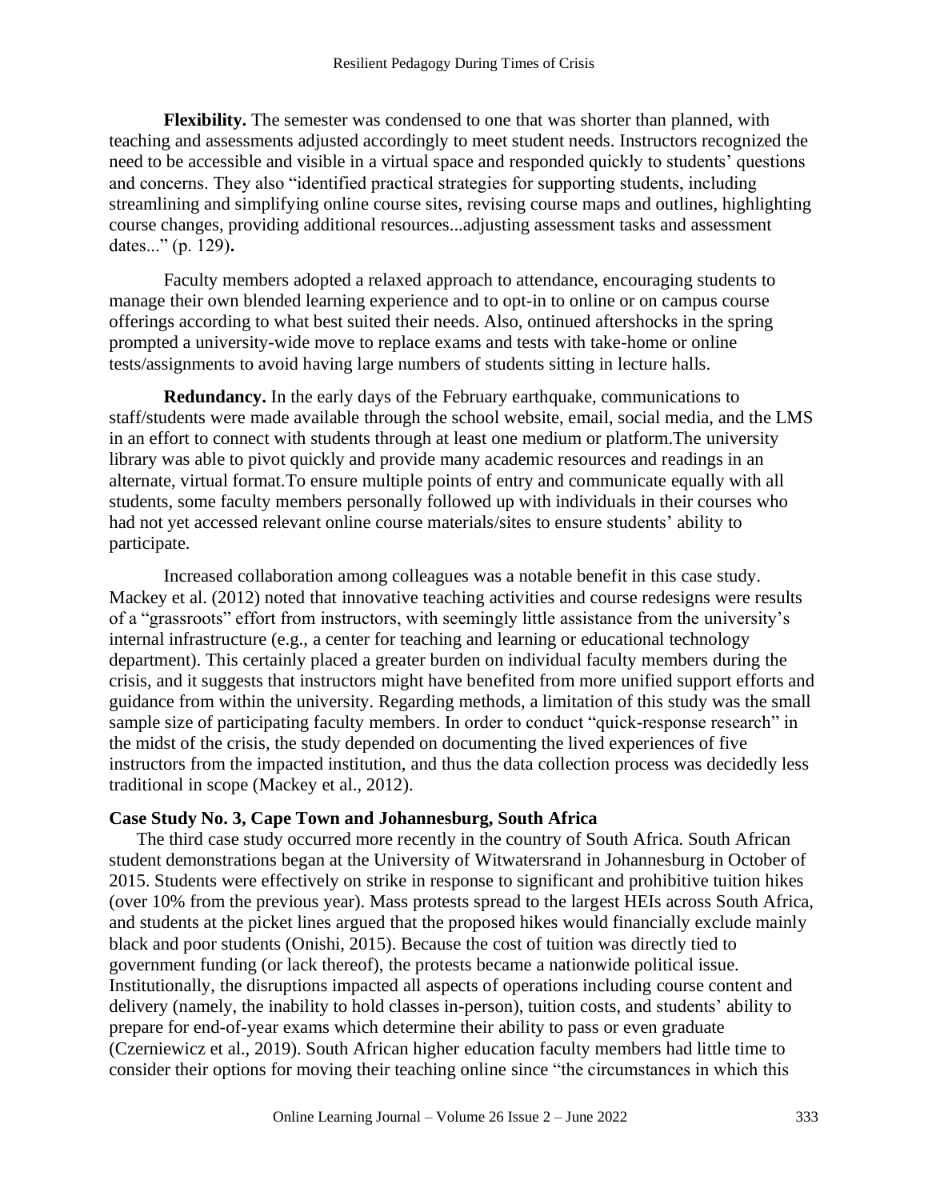**Flexibility.** The semester was condensed to one that was shorter than planned, with teaching and assessments adjusted accordingly to meet student needs. Instructors recognized the need to be accessible and visible in a virtual space and responded quickly to students' questions and concerns. They also "identified practical strategies for supporting students, including streamlining and simplifying online course sites, revising course maps and outlines, highlighting course changes, providing additional resources...adjusting assessment tasks and assessment dates..." (p. 129)**.**

Faculty members adopted a relaxed approach to attendance, encouraging students to manage their own blended learning experience and to opt-in to online or on campus course offerings according to what best suited their needs. Also, ontinued aftershocks in the spring prompted a university-wide move to replace exams and tests with take-home or online tests/assignments to avoid having large numbers of students sitting in lecture halls.

**Redundancy.** In the early days of the February earthquake, communications to staff/students were made available through the school website, email, social media, and the LMS in an effort to connect with students through at least one medium or platform.The university library was able to pivot quickly and provide many academic resources and readings in an alternate, virtual format.To ensure multiple points of entry and communicate equally with all students, some faculty members personally followed up with individuals in their courses who had not yet accessed relevant online course materials/sites to ensure students' ability to participate.

Increased collaboration among colleagues was a notable benefit in this case study. Mackey et al. (2012) noted that innovative teaching activities and course redesigns were results of a "grassroots" effort from instructors, with seemingly little assistance from the university's internal infrastructure (e.g., a center for teaching and learning or educational technology department). This certainly placed a greater burden on individual faculty members during the crisis, and it suggests that instructors might have benefited from more unified support efforts and guidance from within the university. Regarding methods, a limitation of this study was the small sample size of participating faculty members. In order to conduct "quick-response research" in the midst of the crisis, the study depended on documenting the lived experiences of five instructors from the impacted institution, and thus the data collection process was decidedly less traditional in scope (Mackey et al., 2012).

### Case Study No. 3, Cape Town and Johannesburg, South Africa

The third case study occurred more recently in the country of South Africa. South African student demonstrations began at the University of Witwatersrand in Johannesburg in October of 2015. Students were effectively on strike in response to significant and prohibitive tuition hikes (over 10% from the previous year). Mass protests spread to the largest HEIs across South Africa, and students at the picket lines argued that the proposed hikes would financially exclude mainly black and poor students (Onishi, 2015). Because the cost of tuition was directly tied to government funding (or lack thereof), the protests became a nationwide political issue. Institutionally, the disruptions impacted all aspects of operations including course content and delivery (namely, the inability to hold classes in-person), tuition costs, and students' ability to prepare for end-of-year exams which determine their ability to pass or even graduate (Czerniewicz et al., 2019). South African higher education faculty members had little time to consider their options for moving their teaching online since "the circumstances in which this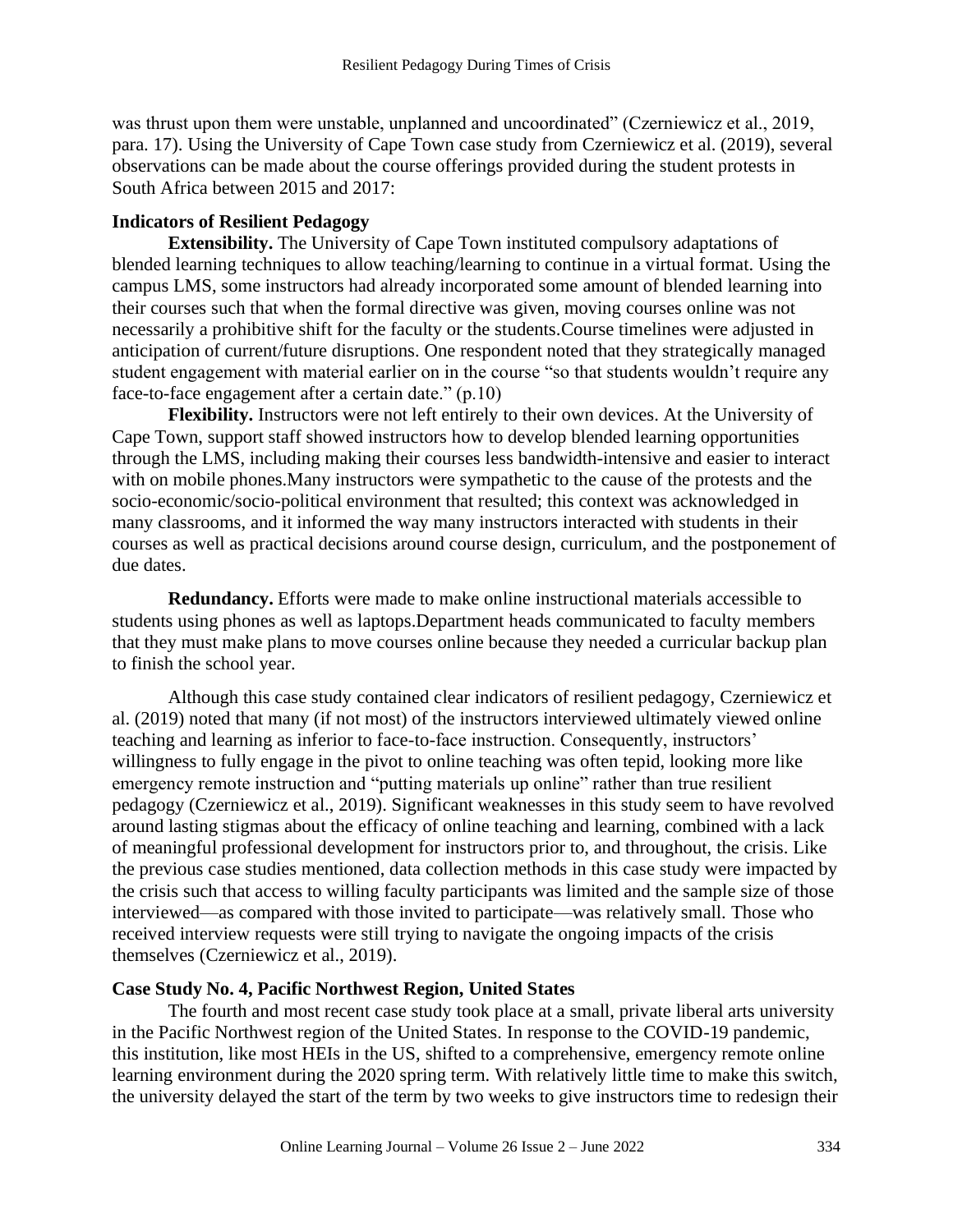was thrust upon them were unstable, unplanned and uncoordinated" (Czerniewicz et al., 2019, para. 17). Using the University of Cape Town case study from Czerniewicz et al. (2019), several observations can be made about the course offerings provided during the student protests in South Africa between 2015 and 2017:

### Indicators of Resilient Pedagogy

**Extensibility.** The University of Cape Town instituted compulsory adaptations of blended learning techniques to allow teaching/learning to continue in a virtual format. Using the campus LMS, some instructors had already incorporated some amount of blended learning into their courses such that when the formal directive was given, moving courses online was not necessarily a prohibitive shift for the faculty or the students.Course timelines were adjusted in anticipation of current/future disruptions. One respondent noted that they strategically managed student engagement with material earlier on in the course "so that students wouldn't require any face-to-face engagement after a certain date." (p.10)

**Flexibility.** Instructors were not left entirely to their own devices. At the University of Cape Town, support staff showed instructors how to develop blended learning opportunities through the LMS, including making their courses less bandwidth-intensive and easier to interact with on mobile phones.Many instructors were sympathetic to the cause of the protests and the socio-economic/socio-political environment that resulted; this context was acknowledged in many classrooms, and it informed the way many instructors interacted with students in their courses as well as practical decisions around course design, curriculum, and the postponement of due dates.

**Redundancy.** Efforts were made to make online instructional materials accessible to students using phones as well as laptops.Department heads communicated to faculty members that they must make plans to move courses online because they needed a curricular backup plan to finish the school year.

Although this case study contained clear indicators of resilient pedagogy, Czerniewicz et al. (2019) noted that many (if not most) of the instructors interviewed ultimately viewed online teaching and learning as inferior to face-to-face instruction. Consequently, instructors' willingness to fully engage in the pivot to online teaching was often tepid, looking more like emergency remote instruction and "putting materials up online" rather than true resilient pedagogy (Czerniewicz et al., 2019). Significant weaknesses in this study seem to have revolved around lasting stigmas about the efficacy of online teaching and learning, combined with a lack of meaningful professional development for instructors prior to, and throughout, the crisis. Like the previous case studies mentioned, data collection methods in this case study were impacted by the crisis such that access to willing faculty participants was limited and the sample size of those interviewed—as compared with those invited to participate—was relatively small. Those who received interview requests were still trying to navigate the ongoing impacts of the crisis themselves (Czerniewicz et al., 2019).

### Case Study No. 4, Pacific Northwest Region, United States

The fourth and most recent case study took place at a small, private liberal arts university in the Pacific Northwest region of the United States. In response to the COVID-19 pandemic, this institution, like most HEIs in the US, shifted to a comprehensive, emergency remote online learning environment during the 2020 spring term. With relatively little time to make this switch, the university delayed the start of the term by two weeks to give instructors time to redesign their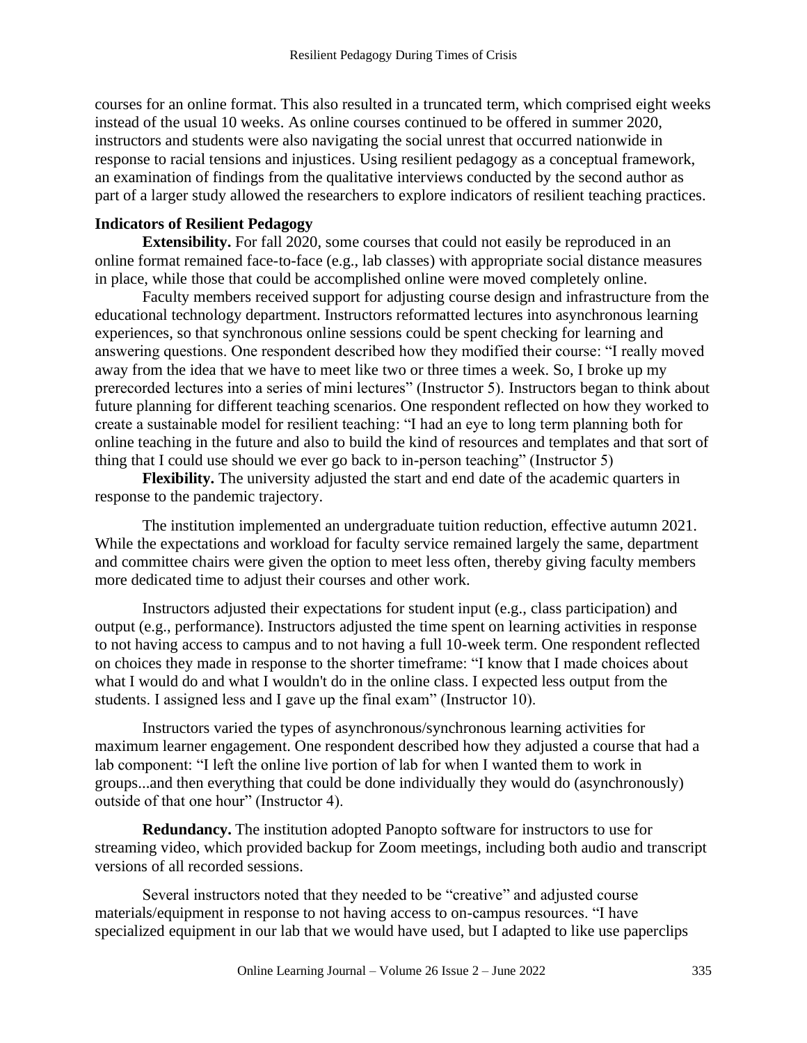courses for an online format. This also resulted in a truncated term, which comprised eight weeks instead of the usual 10 weeks. As online courses continued to be offered in summer 2020, instructors and students were also navigating the social unrest that occurred nationwide in response to racial tensions and injustices. Using resilient pedagogy as a conceptual framework, an examination of findings from the qualitative interviews conducted by the second author as part of a larger study allowed the researchers to explore indicators of resilient teaching practices.

### Indicators of Resilient Pedagogy

**Extensibility.** For fall 2020, some courses that could not easily be reproduced in an online format remained face-to-face (e.g., lab classes) with appropriate social distance measures in place, while those that could be accomplished online were moved completely online.

Faculty members received support for adjusting course design and infrastructure from the educational technology department. Instructors reformatted lectures into asynchronous learning experiences, so that synchronous online sessions could be spent checking for learning and answering questions. One respondent described how they modified their course: "I really moved away from the idea that we have to meet like two or three times a week. So, I broke up my prerecorded lectures into a series of mini lectures" (Instructor 5). Instructors began to think about future planning for different teaching scenarios. One respondent reflected on how they worked to create a sustainable model for resilient teaching: "I had an eye to long term planning both for online teaching in the future and also to build the kind of resources and templates and that sort of thing that I could use should we ever go back to in-person teaching" (Instructor 5)

**Flexibility.** The university adjusted the start and end date of the academic quarters in response to the pandemic trajectory.

The institution implemented an undergraduate tuition reduction, effective autumn 2021. While the expectations and workload for faculty service remained largely the same, department and committee chairs were given the option to meet less often, thereby giving faculty members more dedicated time to adjust their courses and other work.

Instructors adjusted their expectations for student input (e.g., class participation) and output (e.g., performance). Instructors adjusted the time spent on learning activities in response to not having access to campus and to not having a full 10-week term. One respondent reflected on choices they made in response to the shorter timeframe: "I know that I made choices about what I would do and what I wouldn't do in the online class. I expected less output from the students. I assigned less and I gave up the final exam" (Instructor 10).

Instructors varied the types of asynchronous/synchronous learning activities for maximum learner engagement. One respondent described how they adjusted a course that had a lab component: "I left the online live portion of lab for when I wanted them to work in groups...and then everything that could be done individually they would do (asynchronously) outside of that one hour" (Instructor 4).

**Redundancy.** The institution adopted Panopto software for instructors to use for streaming video, which provided backup for Zoom meetings, including both audio and transcript versions of all recorded sessions.

Several instructors noted that they needed to be "creative" and adjusted course materials/equipment in response to not having access to on-campus resources. "I have specialized equipment in our lab that we would have used, but I adapted to like use paperclips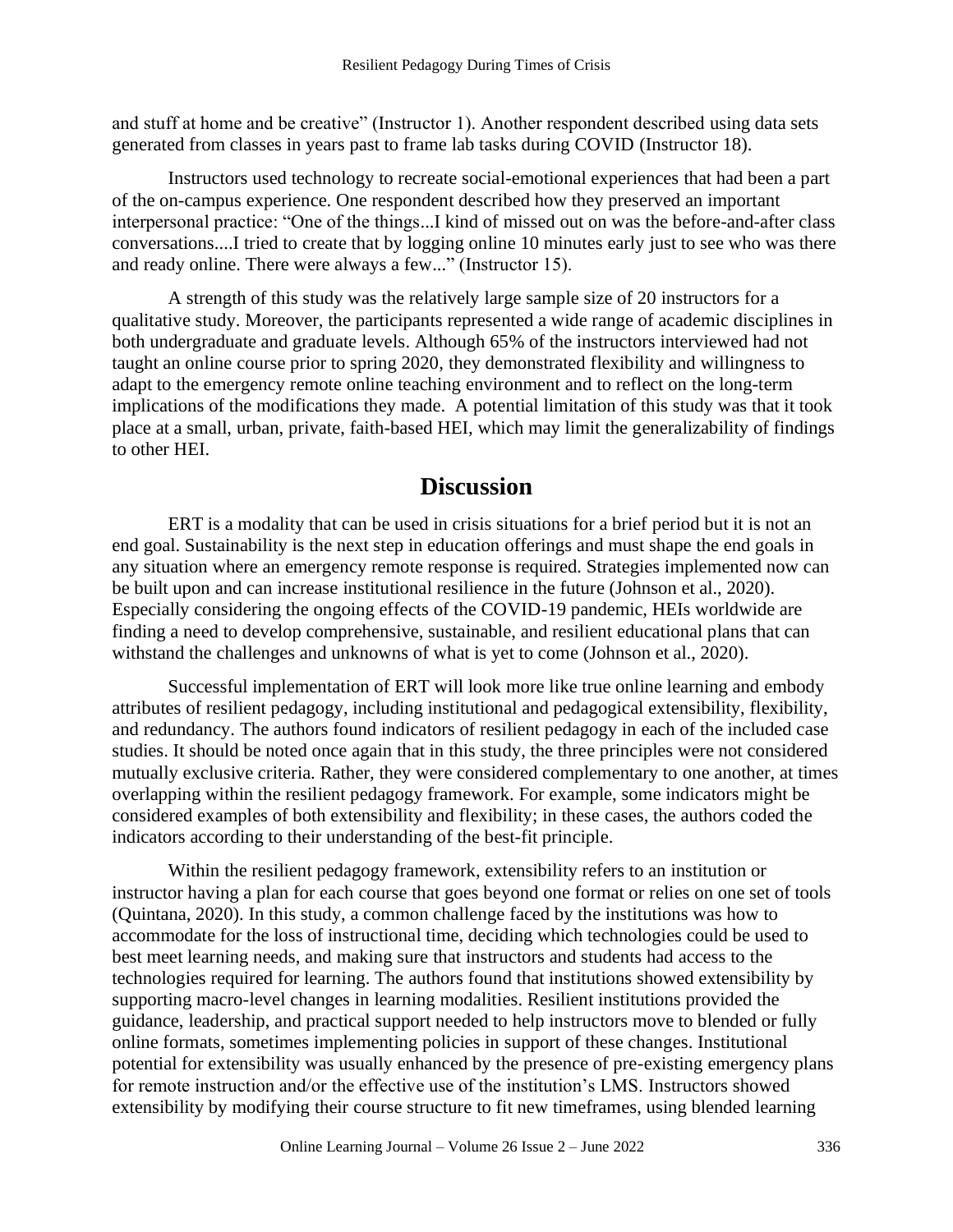and stuff at home and be creative" (Instructor 1). Another respondent described using data sets generated from classes in years past to frame lab tasks during COVID (Instructor 18).

Instructors used technology to recreate social-emotional experiences that had been a part of the on-campus experience. One respondent described how they preserved an important interpersonal practice: "One of the things...I kind of missed out on was the before-and-after class conversations....I tried to create that by logging online 10 minutes early just to see who was there and ready online. There were always a few..." (Instructor 15).

A strength of this study was the relatively large sample size of 20 instructors for a qualitative study. Moreover, the participants represented a wide range of academic disciplines in both undergraduate and graduate levels. Although 65% of the instructors interviewed had not taught an online course prior to spring 2020, they demonstrated flexibility and willingness to adapt to the emergency remote online teaching environment and to reflect on the long-term implications of the modifications they made. A potential limitation of this study was that it took place at a small, urban, private, faith-based HEI, which may limit the generalizability of findings to other HEI.

## Discussion

ERT is a modality that can be used in crisis situations for a brief period but it is not an end goal. Sustainability is the next step in education offerings and must shape the end goals in any situation where an emergency remote response is required. Strategies implemented now can be built upon and can increase institutional resilience in the future (Johnson et al., 2020). Especially considering the ongoing effects of the COVID-19 pandemic, HEIs worldwide are finding a need to develop comprehensive, sustainable, and resilient educational plans that can withstand the challenges and unknowns of what is yet to come (Johnson et al., 2020).

Successful implementation of ERT will look more like true online learning and embody attributes of resilient pedagogy, including institutional and pedagogical extensibility, flexibility, and redundancy. The authors found indicators of resilient pedagogy in each of the included case studies. It should be noted once again that in this study, the three principles were not considered mutually exclusive criteria. Rather, they were considered complementary to one another, at times overlapping within the resilient pedagogy framework. For example, some indicators might be considered examples of both extensibility and flexibility; in these cases, the authors coded the indicators according to their understanding of the best-fit principle.

Within the resilient pedagogy framework, extensibility refers to an institution or instructor having a plan for each course that goes beyond one format or relies on one set of tools (Quintana, 2020). In this study, a common challenge faced by the institutions was how to accommodate for the loss of instructional time, deciding which technologies could be used to best meet learning needs, and making sure that instructors and students had access to the technologies required for learning. The authors found that institutions showed extensibility by supporting macro-level changes in learning modalities. Resilient institutions provided the guidance, leadership, and practical support needed to help instructors move to blended or fully online formats, sometimes implementing policies in support of these changes. Institutional potential for extensibility was usually enhanced by the presence of pre-existing emergency plans for remote instruction and/or the effective use of the institution's LMS. Instructors showed extensibility by modifying their course structure to fit new timeframes, using blended learning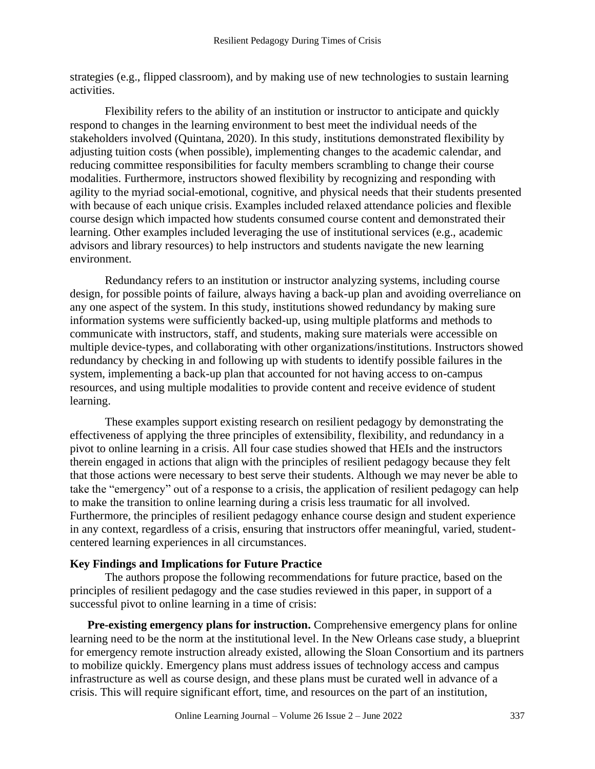strategies (e.g., flipped classroom), and by making use of new technologies to sustain learning activities.

Flexibility refers to the ability of an institution or instructor to anticipate and quickly respond to changes in the learning environment to best meet the individual needs of the stakeholders involved (Quintana, 2020). In this study, institutions demonstrated flexibility by adjusting tuition costs (when possible), implementing changes to the academic calendar, and reducing committee responsibilities for faculty members scrambling to change their course modalities. Furthermore, instructors showed flexibility by recognizing and responding with agility to the myriad social-emotional, cognitive, and physical needs that their students presented with because of each unique crisis. Examples included relaxed attendance policies and flexible course design which impacted how students consumed course content and demonstrated their learning. Other examples included leveraging the use of institutional services (e.g., academic advisors and library resources) to help instructors and students navigate the new learning environment.

Redundancy refers to an institution or instructor analyzing systems, including course design, for possible points of failure, always having a back-up plan and avoiding overreliance on any one aspect of the system. In this study, institutions showed redundancy by making sure information systems were sufficiently backed-up, using multiple platforms and methods to communicate with instructors, staff, and students, making sure materials were accessible on multiple device-types, and collaborating with other organizations/institutions. Instructors showed redundancy by checking in and following up with students to identify possible failures in the system, implementing a back-up plan that accounted for not having access to on-campus resources, and using multiple modalities to provide content and receive evidence of student learning.

These examples support existing research on resilient pedagogy by demonstrating the effectiveness of applying the three principles of extensibility, flexibility, and redundancy in a pivot to online learning in a crisis. All four case studies showed that HEIs and the instructors therein engaged in actions that align with the principles of resilient pedagogy because they felt that those actions were necessary to best serve their students. Although we may never be able to take the "emergency" out of a response to a crisis, the application of resilient pedagogy can help to make the transition to online learning during a crisis less traumatic for all involved. Furthermore, the principles of resilient pedagogy enhance course design and student experience in any context, regardless of a crisis, ensuring that instructors offer meaningful, varied, student-centered learning experiences in all circumstances.

### Key Findings and Implications for Future Practice

The authors propose the following recommendations for future practice, based on the principles of resilient pedagogy and the case studies reviewed in this paper, in support of a successful pivot to online learning in a time of crisis:

**Pre-existing emergency plans for instruction.** Comprehensive emergency plans for online learning need to be the norm at the institutional level. In the New Orleans case study, a blueprint for emergency remote instruction already existed, allowing the Sloan Consortium and its partners to mobilize quickly. Emergency plans must address issues of technology access and campus infrastructure as well as course design, and these plans must be curated well in advance of a crisis. This will require significant effort, time, and resources on the part of an institution,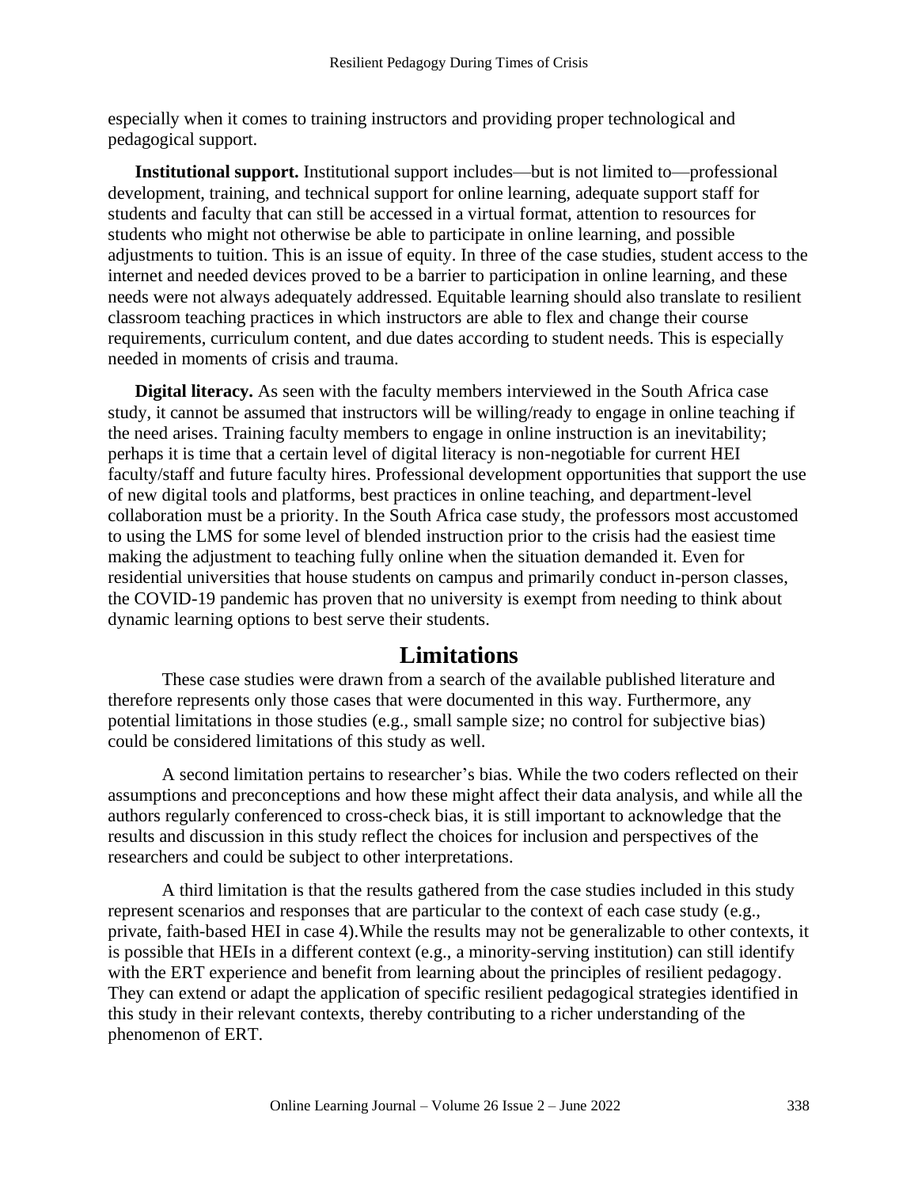especially when it comes to training instructors and providing proper technological and pedagogical support.

**Institutional support.** Institutional support includes—but is not limited to—professional development, training, and technical support for online learning, adequate support staff for students and faculty that can still be accessed in a virtual format, attention to resources for students who might not otherwise be able to participate in online learning, and possible adjustments to tuition. This is an issue of equity. In three of the case studies, student access to the internet and needed devices proved to be a barrier to participation in online learning, and these needs were not always adequately addressed. Equitable learning should also translate to resilient classroom teaching practices in which instructors are able to flex and change their course requirements, curriculum content, and due dates according to student needs. This is especially needed in moments of crisis and trauma.

**Digital literacy.** As seen with the faculty members interviewed in the South Africa case study, it cannot be assumed that instructors will be willing/ready to engage in online teaching if the need arises. Training faculty members to engage in online instruction is an inevitability; perhaps it is time that a certain level of digital literacy is non-negotiable for current HEI faculty/staff and future faculty hires. Professional development opportunities that support the use of new digital tools and platforms, best practices in online teaching, and department-level collaboration must be a priority. In the South Africa case study, the professors most accustomed to using the LMS for some level of blended instruction prior to the crisis had the easiest time making the adjustment to teaching fully online when the situation demanded it. Even for residential universities that house students on campus and primarily conduct in-person classes, the COVID-19 pandemic has proven that no university is exempt from needing to think about dynamic learning options to best serve their students.

## Limitations

These case studies were drawn from a search of the available published literature and therefore represents only those cases that were documented in this way. Furthermore, any potential limitations in those studies (e.g., small sample size; no control for subjective bias) could be considered limitations of this study as well.

A second limitation pertains to researcher's bias. While the two coders reflected on their assumptions and preconceptions and how these might affect their data analysis, and while all the authors regularly conferenced to cross-check bias, it is still important to acknowledge that the results and discussion in this study reflect the choices for inclusion and perspectives of the researchers and could be subject to other interpretations.

A third limitation is that the results gathered from the case studies included in this study represent scenarios and responses that are particular to the context of each case study (e.g., private, faith-based HEI in case 4).While the results may not be generalizable to other contexts, it is possible that HEIs in a different context (e.g., a minority-serving institution) can still identify with the ERT experience and benefit from learning about the principles of resilient pedagogy. They can extend or adapt the application of specific resilient pedagogical strategies identified in this study in their relevant contexts, thereby contributing to a richer understanding of the phenomenon of ERT.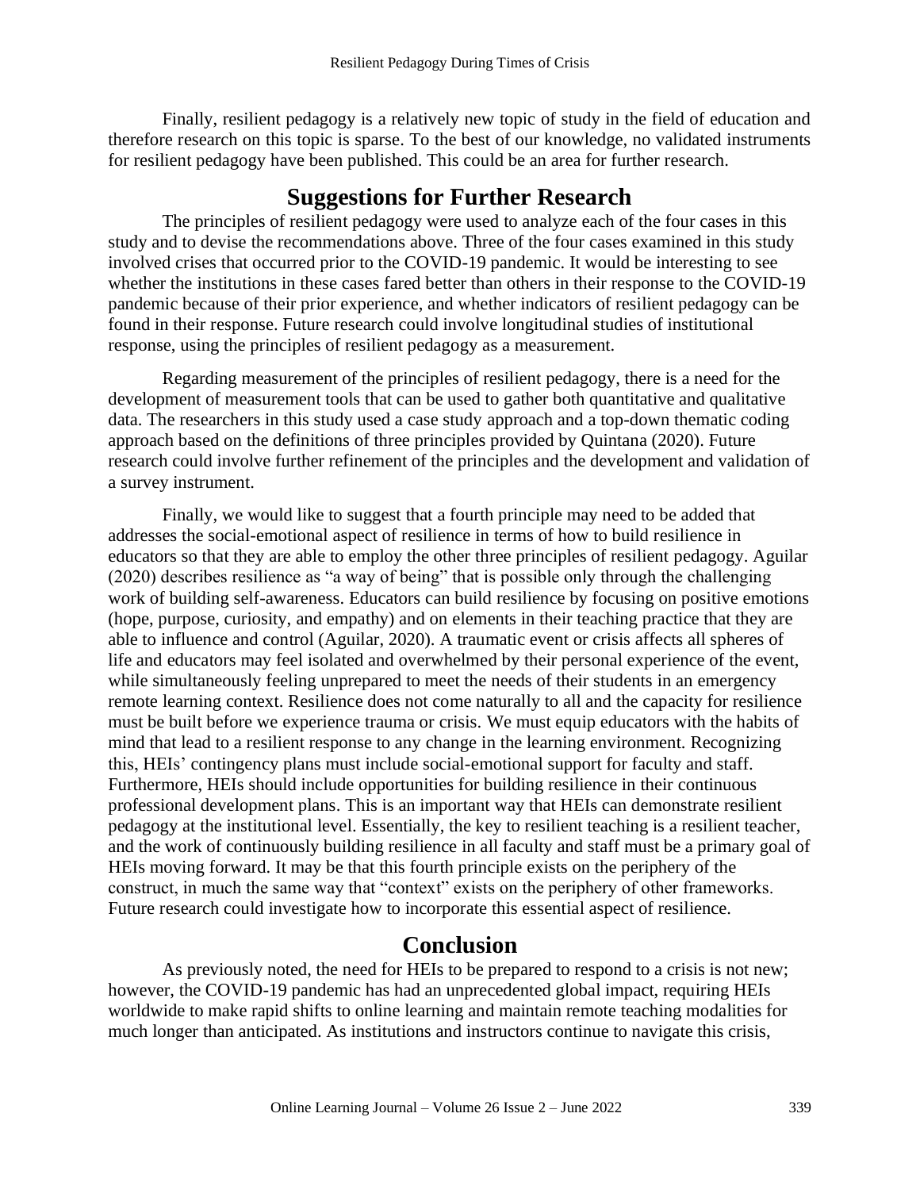Finally, resilient pedagogy is a relatively new topic of study in the field of education and therefore research on this topic is sparse. To the best of our knowledge, no validated instruments for resilient pedagogy have been published. This could be an area for further research.

## Suggestions for Further Research

The principles of resilient pedagogy were used to analyze each of the four cases in this study and to devise the recommendations above. Three of the four cases examined in this study involved crises that occurred prior to the COVID-19 pandemic. It would be interesting to see whether the institutions in these cases fared better than others in their response to the COVID-19 pandemic because of their prior experience, and whether indicators of resilient pedagogy can be found in their response. Future research could involve longitudinal studies of institutional response, using the principles of resilient pedagogy as a measurement.

Regarding measurement of the principles of resilient pedagogy, there is a need for the development of measurement tools that can be used to gather both quantitative and qualitative data. The researchers in this study used a case study approach and a top-down thematic coding approach based on the definitions of three principles provided by Quintana (2020). Future research could involve further refinement of the principles and the development and validation of a survey instrument.

Finally, we would like to suggest that a fourth principle may need to be added that addresses the social-emotional aspect of resilience in terms of how to build resilience in educators so that they are able to employ the other three principles of resilient pedagogy. Aguilar (2020) describes resilience as "a way of being" that is possible only through the challenging work of building self-awareness. Educators can build resilience by focusing on positive emotions (hope, purpose, curiosity, and empathy) and on elements in their teaching practice that they are able to influence and control (Aguilar, 2020). A traumatic event or crisis affects all spheres of life and educators may feel isolated and overwhelmed by their personal experience of the event, while simultaneously feeling unprepared to meet the needs of their students in an emergency remote learning context. Resilience does not come naturally to all and the capacity for resilience must be built before we experience trauma or crisis. We must equip educators with the habits of mind that lead to a resilient response to any change in the learning environment. Recognizing this, HEIs' contingency plans must include social-emotional support for faculty and staff. Furthermore, HEIs should include opportunities for building resilience in their continuous professional development plans. This is an important way that HEIs can demonstrate resilient pedagogy at the institutional level. Essentially, the key to resilient teaching is a resilient teacher, and the work of continuously building resilience in all faculty and staff must be a primary goal of HEIs moving forward. It may be that this fourth principle exists on the periphery of the construct, in much the same way that "context" exists on the periphery of other frameworks. Future research could investigate how to incorporate this essential aspect of resilience.

## Conclusion

As previously noted, the need for HEIs to be prepared to respond to a crisis is not new; however, the COVID-19 pandemic has had an unprecedented global impact, requiring HEIs worldwide to make rapid shifts to online learning and maintain remote teaching modalities for much longer than anticipated. As institutions and instructors continue to navigate this crisis,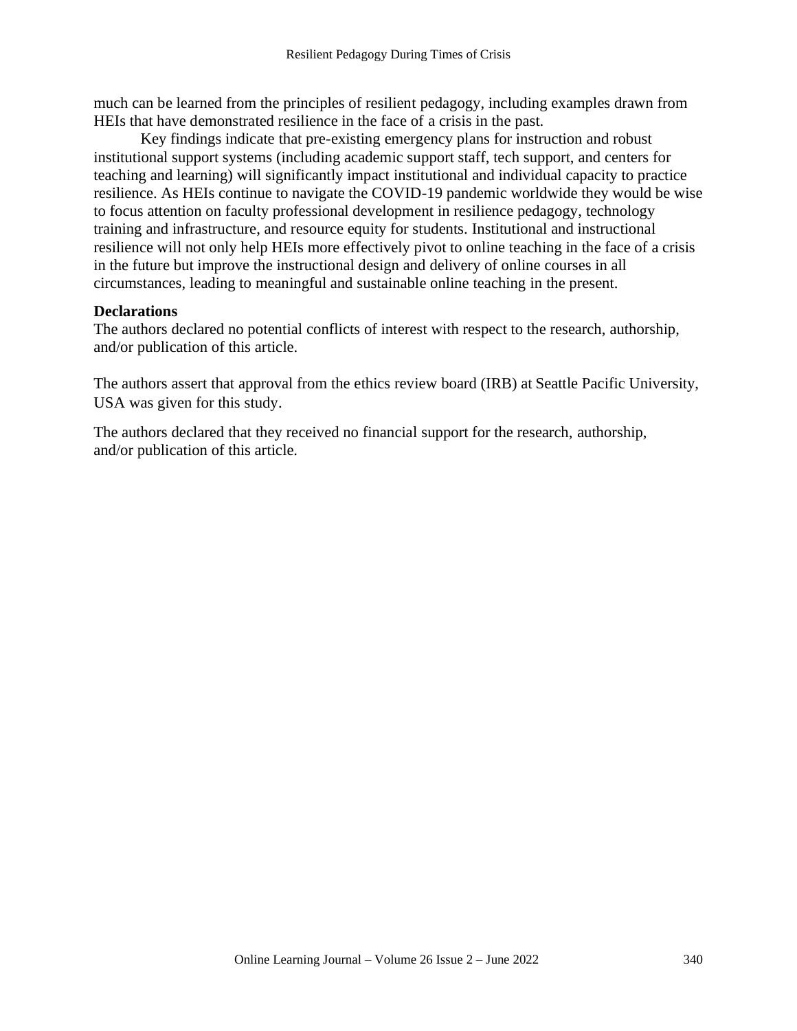much can be learned from the principles of resilient pedagogy, including examples drawn from HEIs that have demonstrated resilience in the face of a crisis in the past.

Key findings indicate that pre-existing emergency plans for instruction and robust institutional support systems (including academic support staff, tech support, and centers for teaching and learning) will significantly impact institutional and individual capacity to practice resilience. As HEIs continue to navigate the COVID-19 pandemic worldwide they would be wise to focus attention on faculty professional development in resilience pedagogy, technology training and infrastructure, and resource equity for students. Institutional and instructional resilience will not only help HEIs more effectively pivot to online teaching in the face of a crisis in the future but improve the instructional design and delivery of online courses in all circumstances, leading to meaningful and sustainable online teaching in the present.

**Declarations**

The authors declared no potential conflicts of interest with respect to the research, authorship, and/or publication of this article.

The authors assert that approval from the ethics review board (IRB) at Seattle Pacific University, USA was given for this study.

The authors declared that they received no financial support for the research, authorship, and/or publication of this article.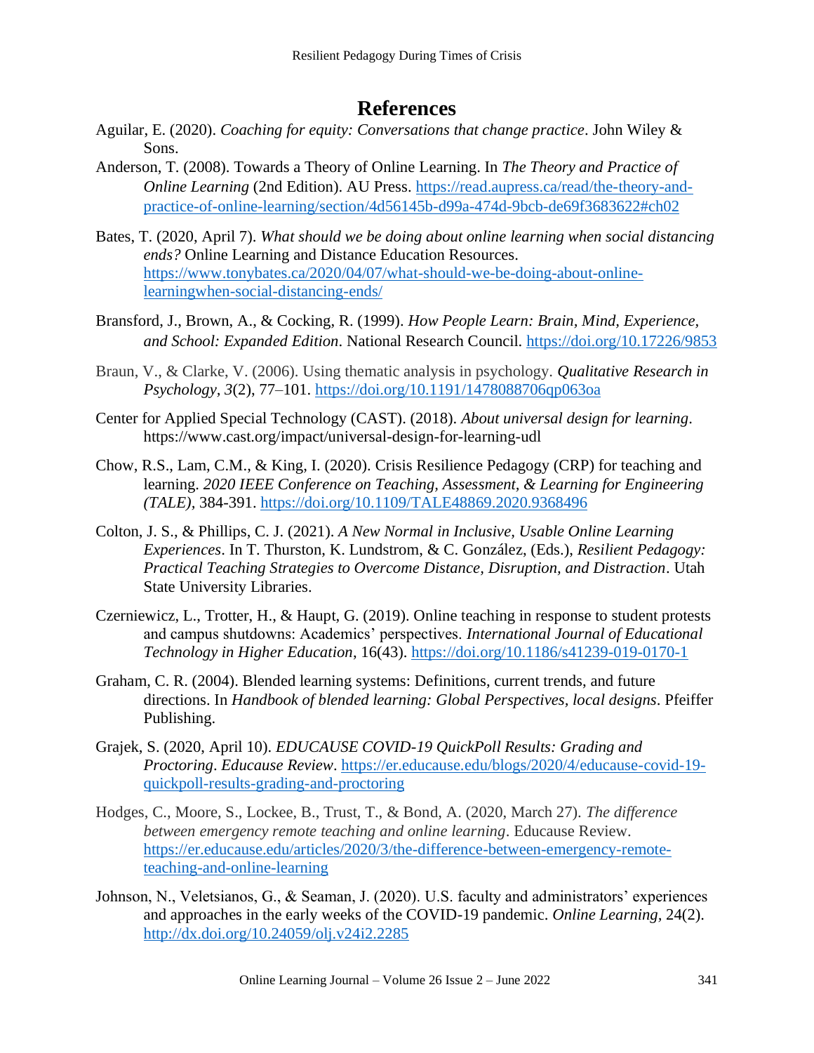## References

Aguilar, E. (2020). *Coaching for equity: Conversations that change practice*. John Wiley & Sons.

Anderson, T. (2008). Towards a Theory of Online Learning. In *The Theory and Practice of Online Learning* (2nd Edition). AU Press. https://read.aupress.ca/read/the-theory-and-practice-of-online-learning/section/4d56145b-d99a-474d-9bcb-de69f3683622#ch02

Bates, T. (2020, April 7). *What should we be doing about online learning when social distancing ends?* Online Learning and Distance Education Resources. https://www.tonybates.ca/2020/04/07/what-should-we-be-doing-about-online-learningwhen-social-distancing-ends/

Bransford, J., Brown, A., & Cocking, R. (1999). *How People Learn: Brain, Mind, Experience, and School: Expanded Edition*. National Research Council. https://doi.org/10.17226/9853

Braun, V., & Clarke, V. (2006). Using thematic analysis in psychology. *Qualitative Research in Psychology, 3*(2), 77–101. https://doi.org/10.1191/1478088706qp063oa

Center for Applied Special Technology (CAST). (2018). *About universal design for learning*. https://www.cast.org/impact/universal-design-for-learning-udl

Chow, R.S., Lam, C.M., & King, I. (2020). Crisis Resilience Pedagogy (CRP) for teaching and learning. *2020 IEEE Conference on Teaching, Assessment, & Learning for Engineering (TALE)*, 384-391. https://doi.org/10.1109/TALE48869.2020.9368496

Colton, J. S., & Phillips, C. J. (2021). *A New Normal in Inclusive, Usable Online Learning Experiences*. In T. Thurston, K. Lundstrom, & C. González, (Eds.), *Resilient Pedagogy: Practical Teaching Strategies to Overcome Distance, Disruption, and Distraction*. Utah State University Libraries.

Czerniewicz, L., Trotter, H., & Haupt, G. (2019). Online teaching in response to student protests and campus shutdowns: Academics' perspectives. *International Journal of Educational Technology in Higher Education*, 16(43). https://doi.org/10.1186/s41239-019-0170-1

Graham, C. R. (2004). Blended learning systems: Definitions, current trends, and future directions. In *Handbook of blended learning: Global Perspectives, local designs*. Pfeiffer Publishing.

Grajek, S. (2020, April 10). *EDUCAUSE COVID-19 QuickPoll Results: Grading and Proctoring*. *Educause Review*. https://er.educause.edu/blogs/2020/4/educause-covid-19-quickpoll-results-grading-and-proctoring

Hodges, C., Moore, S., Lockee, B., Trust, T., & Bond, A. (2020, March 27). *The difference between emergency remote teaching and online learning*. Educause Review. https://er.educause.edu/articles/2020/3/the-difference-between-emergency-remote-teaching-and-online-learning

Johnson, N., Veletsianos, G., & Seaman, J. (2020). U.S. faculty and administrators' experiences and approaches in the early weeks of the COVID-19 pandemic. *Online Learning*, 24(2). http://dx.doi.org/10.24059/olj.v24i2.2285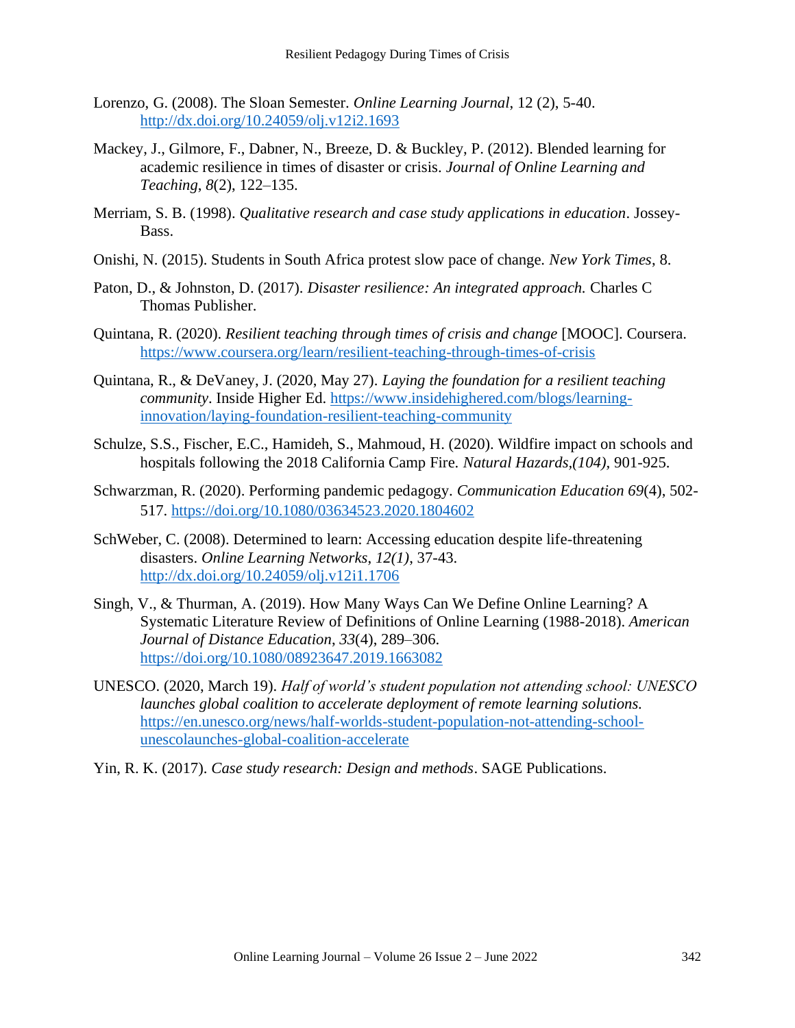Lorenzo, G. (2008). The Sloan Semester. *Online Learning Journal*, 12 (2), 5-40. http://dx.doi.org/10.24059/olj.v12i2.1693

Mackey, J., Gilmore, F., Dabner, N., Breeze, D. & Buckley, P. (2012). Blended learning for academic resilience in times of disaster or crisis. *Journal of Online Learning and Teaching*, *8*(2), 122–135.

Merriam, S. B. (1998). *Qualitative research and case study applications in education*. Jossey-Bass.

Onishi, N. (2015). Students in South Africa protest slow pace of change. *New York Times*, 8.

Paton, D., & Johnston, D. (2017). *Disaster resilience: An integrated approach.* Charles C Thomas Publisher.

Quintana, R. (2020). *Resilient teaching through times of crisis and change* [MOOC]. Coursera. https://www.coursera.org/learn/resilient-teaching-through-times-of-crisis

Quintana, R., & DeVaney, J. (2020, May 27). *Laying the foundation for a resilient teaching community*. Inside Higher Ed. https://www.insidehighered.com/blogs/learning-innovation/laying-foundation-resilient-teaching-community

Schulze, S.S., Fischer, E.C., Hamideh, S., Mahmoud, H. (2020). Wildfire impact on schools and hospitals following the 2018 California Camp Fire. *Natural Hazards,(104),* 901-925.

Schwarzman, R. (2020). Performing pandemic pedagogy. *Communication Education 69*(4), 502-517. https://doi.org/10.1080/03634523.2020.1804602

SchWeber, C. (2008). Determined to learn: Accessing education despite life-threatening disasters. *Online Learning Networks*, *12(1)*, 37-43. http://dx.doi.org/10.24059/olj.v12i1.1706

Singh, V., & Thurman, A. (2019). How Many Ways Can We Define Online Learning? A Systematic Literature Review of Definitions of Online Learning (1988-2018). *American Journal of Distance Education*, *33*(4), 289–306. https://doi.org/10.1080/08923647.2019.1663082

UNESCO. (2020, March 19). *Half of world's student population not attending school: UNESCO launches global coalition to accelerate deployment of remote learning solutions.* https://en.unesco.org/news/half-worlds-student-population-not-attending-school-unescolaunches-global-coalition-accelerate

Yin, R. K. (2017). *Case study research: Design and methods*. SAGE Publications.